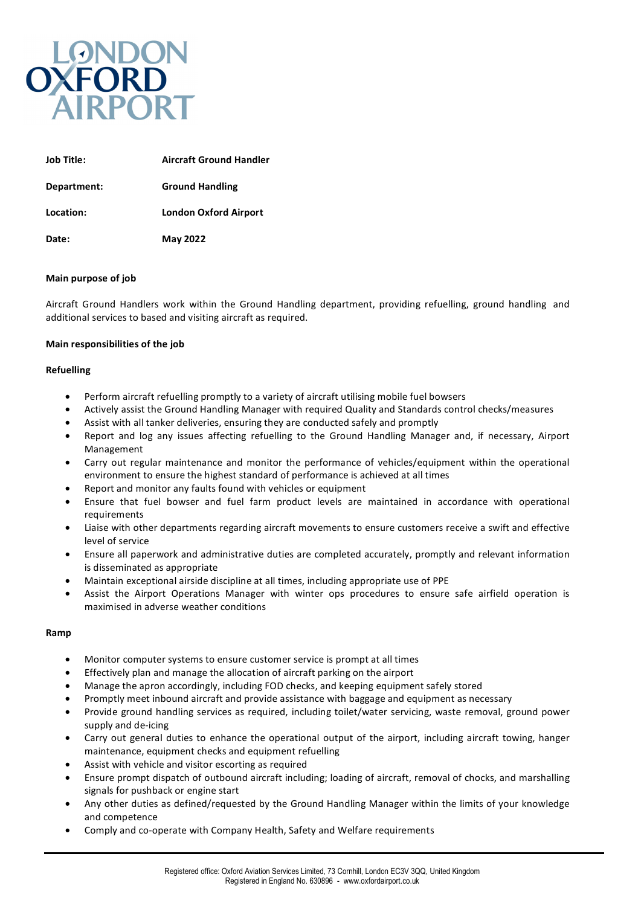# LONDON OXFORD AIRPORT

| | |
|---|---|
| **Job Title:** | **Aircraft Ground Handler** |
| **Department:** | **Ground Handling** |
| **Location:** | **London Oxford Airport** |
| **Date:** | **May 2022** |

**Main purpose of job**

Aircraft Ground Handlers work within the Ground Handling department, providing refuelling, ground handling and additional services to based and visiting aircraft as required.

**Main responsibilities of the job**

**Refuelling**

- Perform aircraft refuelling promptly to a variety of aircraft utilising mobile fuel bowsers
- Actively assist the Ground Handling Manager with required Quality and Standards control checks/measures
- Assist with all tanker deliveries, ensuring they are conducted safely and promptly
- Report and log any issues affecting refuelling to the Ground Handling Manager and, if necessary, Airport Management
- Carry out regular maintenance and monitor the performance of vehicles/equipment within the operational environment to ensure the highest standard of performance is achieved at all times
- Report and monitor any faults found with vehicles or equipment
- Ensure that fuel bowser and fuel farm product levels are maintained in accordance with operational requirements
- Liaise with other departments regarding aircraft movements to ensure customers receive a swift and effective level of service
- Ensure all paperwork and administrative duties are completed accurately, promptly and relevant information is disseminated as appropriate
- Maintain exceptional airside discipline at all times, including appropriate use of PPE
- Assist the Airport Operations Manager with winter ops procedures to ensure safe airfield operation is maximised in adverse weather conditions

**Ramp**

- Monitor computer systems to ensure customer service is prompt at all times
- Effectively plan and manage the allocation of aircraft parking on the airport
- Manage the apron accordingly, including FOD checks, and keeping equipment safely stored
- Promptly meet inbound aircraft and provide assistance with baggage and equipment as necessary
- Provide ground handling services as required, including toilet/water servicing, waste removal, ground power supply and de-icing
- Carry out general duties to enhance the operational output of the airport, including aircraft towing, hanger maintenance, equipment checks and equipment refuelling
- Assist with vehicle and visitor escorting as required
- Ensure prompt dispatch of outbound aircraft including; loading of aircraft, removal of chocks, and marshalling signals for pushback or engine start
- Any other duties as defined/requested by the Ground Handling Manager within the limits of your knowledge and competence
- Comply and co-operate with Company Health, Safety and Welfare requirements

Registered office: Oxford Aviation Services Limited, 73 Cornhill, London EC3V 3QQ, United Kingdom
Registered in England No. 630896 - www.oxfordairport.co.uk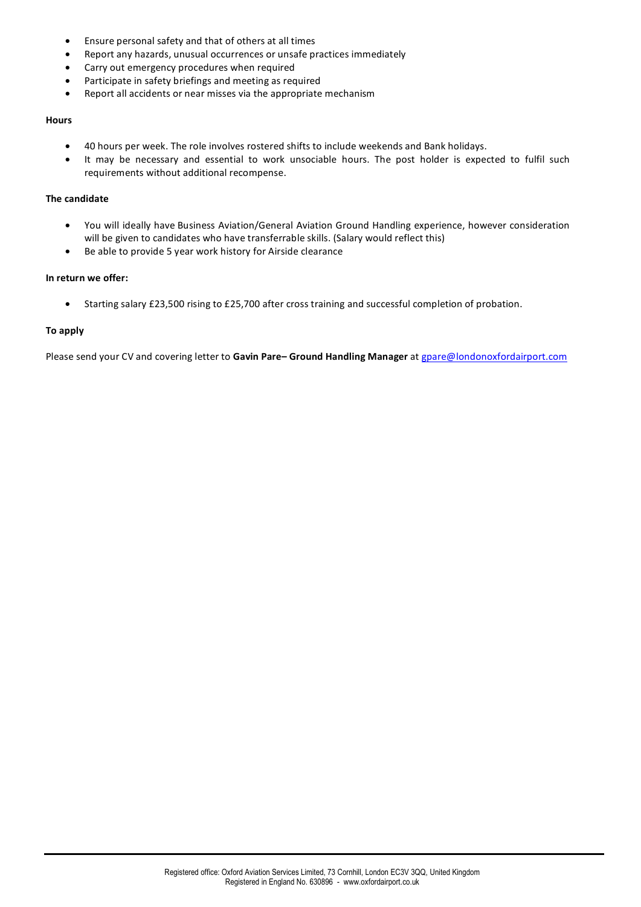- Ensure personal safety and that of others at all times
- Report any hazards, unusual occurrences or unsafe practices immediately
- Carry out emergency procedures when required
- Participate in safety briefings and meeting as required
- Report all accidents or near misses via the appropriate mechanism

**Hours**

- 40 hours per week. The role involves rostered shifts to include weekends and Bank holidays.
- It may be necessary and essential to work unsociable hours. The post holder is expected to fulfil such requirements without additional recompense.

**The candidate**

- You will ideally have Business Aviation/General Aviation Ground Handling experience, however consideration will be given to candidates who have transferrable skills. (Salary would reflect this)
- Be able to provide 5 year work history for Airside clearance

**In return we offer:**

- Starting salary £23,500 rising to £25,700 after cross training and successful completion of probation.

**To apply**

Please send your CV and covering letter to **Gavin Pare– Ground Handling Manager** at gpare@londonoxfordairport.com

Registered office: Oxford Aviation Services Limited, 73 Cornhill, London EC3V 3QQ, United Kingdom
Registered in England No. 630896 - www.oxfordairport.co.uk